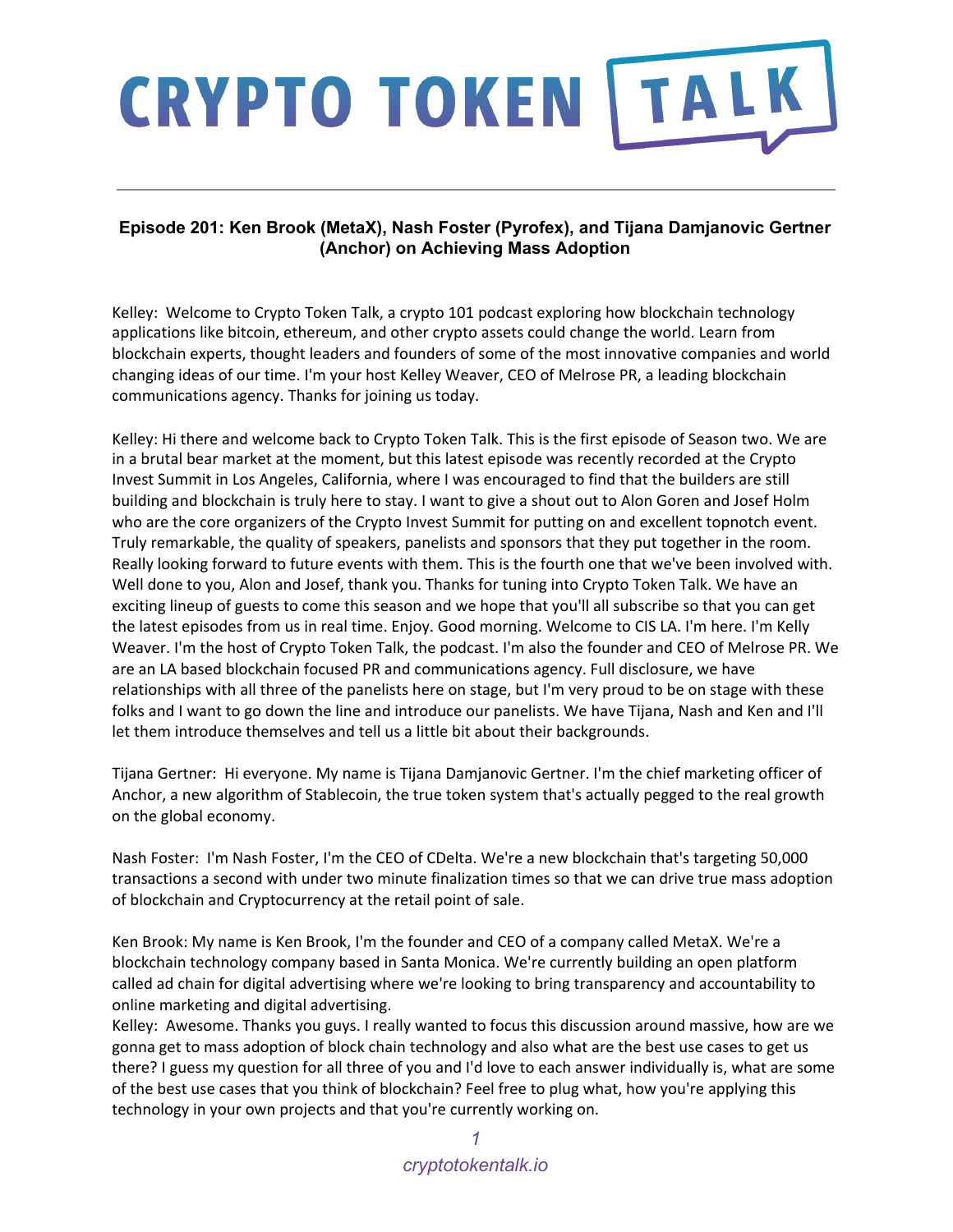# CRYPTO TOKEN TALK

### Episode 201: Ken Brook (MetaX), Nash Foster (Pyrofex), and Tijana Damjanovic Gertner (Anchor) on Achieving Mass Adoption

Kelley: Welcome to Crypto Token Talk, a crypto 101 podcast exploring how blockchain technology applications like bitcoin, ethereum, and other crypto assets could change the world. Learn from blockchain experts, thought leaders and founders of some of the most innovative companies and world changing ideas of our time. I'm your host Kelley Weaver, CEO of Melrose PR, a leading blockchain communications agency. Thanks for joining us today.

Kelley: Hi there and welcome back to Crypto Token Talk. This is the first episode of Season two. We are in a brutal bear market at the moment, but this latest episode was recently recorded at the Crypto Invest Summit in Los Angeles, California, where I was encouraged to find that the builders are still building and blockchain is truly here to stay. I want to give a shout out to Alon Goren and Josef Holm who are the core organizers of the Crypto Invest Summit for putting on and excellent topnotch event. Truly remarkable, the quality of speakers, panelists and sponsors that they put together in the room. Really looking forward to future events with them. This is the fourth one that we've been involved with. Well done to you, Alon and Josef, thank you. Thanks for tuning into Crypto Token Talk. We have an exciting lineup of guests to come this season and we hope that you'll all subscribe so that you can get the latest episodes from us in real time. Enjoy. Good morning. Welcome to CIS LA. I'm here. I'm Kelly Weaver. I'm the host of Crypto Token Talk, the podcast. I'm also the founder and CEO of Melrose PR. We are an LA based blockchain focused PR and communications agency. Full disclosure, we have relationships with all three of the panelists here on stage, but I'm very proud to be on stage with these folks and I want to go down the line and introduce our panelists. We have Tijana, Nash and Ken and I'll let them introduce themselves and tell us a little bit about their backgrounds.

Tijana Gertner: Hi everyone. My name is Tijana Damjanovic Gertner. I'm the chief marketing officer of Anchor, a new algorithm of Stablecoin, the true token system that's actually pegged to the real growth on the global economy.

Nash Foster: I'm Nash Foster, I'm the CEO of CDelta. We're a new blockchain that's targeting 50,000 transactions a second with under two minute finalization times so that we can drive true mass adoption of blockchain and Cryptocurrency at the retail point of sale.

Ken Brook: My name is Ken Brook, I'm the founder and CEO of a company called MetaX. We're a blockchain technology company based in Santa Monica. We're currently building an open platform called ad chain for digital advertising where we're looking to bring transparency and accountability to online marketing and digital advertising.

Kelley: Awesome. Thanks you guys. I really wanted to focus this discussion around massive, how are we gonna get to mass adoption of block chain technology and also what are the best use cases to get us there? I guess my question for all three of you and I'd love to each answer individually is, what are some of the best use cases that you think of blockchain? Feel free to plug what, how you're applying this technology in your own projects and that you're currently working on.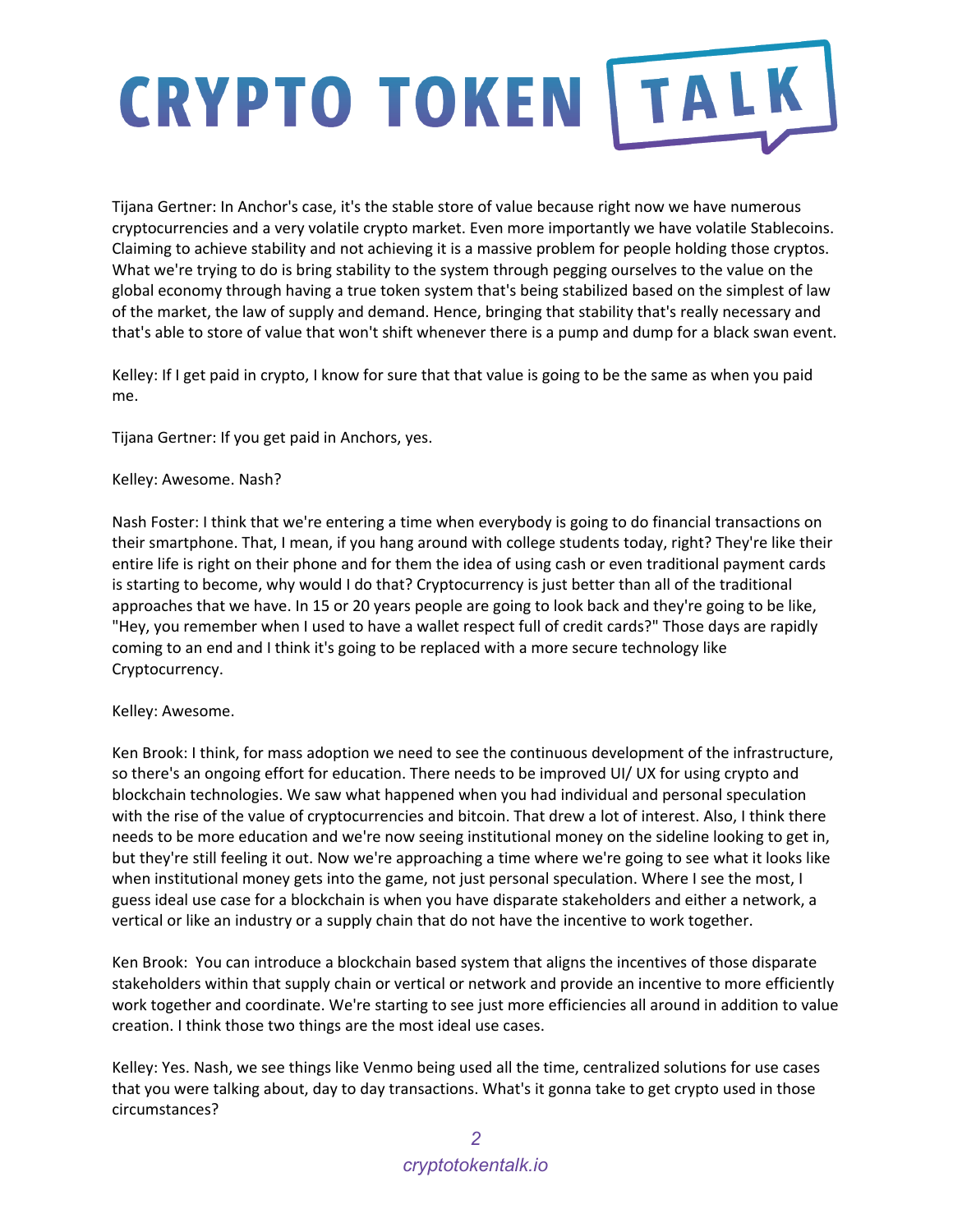Tijana Gertner: In Anchor's case, it's the stable store of value because right now we have numerous cryptocurrencies and a very volatile crypto market. Even more importantly we have volatile Stablecoins. Claiming to achieve stability and not achieving it is a massive problem for people holding those cryptos. What we're trying to do is bring stability to the system through pegging ourselves to the value on the global economy through having a true token system that's being stabilized based on the simplest of law of the market, the law of supply and demand. Hence, bringing that stability that's really necessary and that's able to store of value that won't shift whenever there is a pump and dump for a black swan event.

Kelley: If I get paid in crypto, I know for sure that that value is going to be the same as when you paid me.

Tijana Gertner: If you get paid in Anchors, yes.

Kelley: Awesome. Nash?

Nash Foster: I think that we're entering a time when everybody is going to do financial transactions on their smartphone. That, I mean, if you hang around with college students today, right? They're like their entire life is right on their phone and for them the idea of using cash or even traditional payment cards is starting to become, why would I do that? Cryptocurrency is just better than all of the traditional approaches that we have. In 15 or 20 years people are going to look back and they're going to be like, "Hey, you remember when I used to have a wallet respect full of credit cards?" Those days are rapidly coming to an end and I think it's going to be replaced with a more secure technology like Cryptocurrency.

Kelley: Awesome.

Ken Brook: I think, for mass adoption we need to see the continuous development of the infrastructure, so there's an ongoing effort for education. There needs to be improved UI/ UX for using crypto and blockchain technologies. We saw what happened when you had individual and personal speculation with the rise of the value of cryptocurrencies and bitcoin. That drew a lot of interest. Also, I think there needs to be more education and we're now seeing institutional money on the sideline looking to get in, but they're still feeling it out. Now we're approaching a time where we're going to see what it looks like when institutional money gets into the game, not just personal speculation. Where I see the most, I guess ideal use case for a blockchain is when you have disparate stakeholders and either a network, a vertical or like an industry or a supply chain that do not have the incentive to work together.

Ken Brook: You can introduce a blockchain based system that aligns the incentives of those disparate stakeholders within that supply chain or vertical or network and provide an incentive to more efficiently work together and coordinate. We're starting to see just more efficiencies all around in addition to value creation. I think those two things are the most ideal use cases.

Kelley: Yes. Nash, we see things like Venmo being used all the time, centralized solutions for use cases that you were talking about, day to day transactions. What's it gonna take to get crypto used in those circumstances?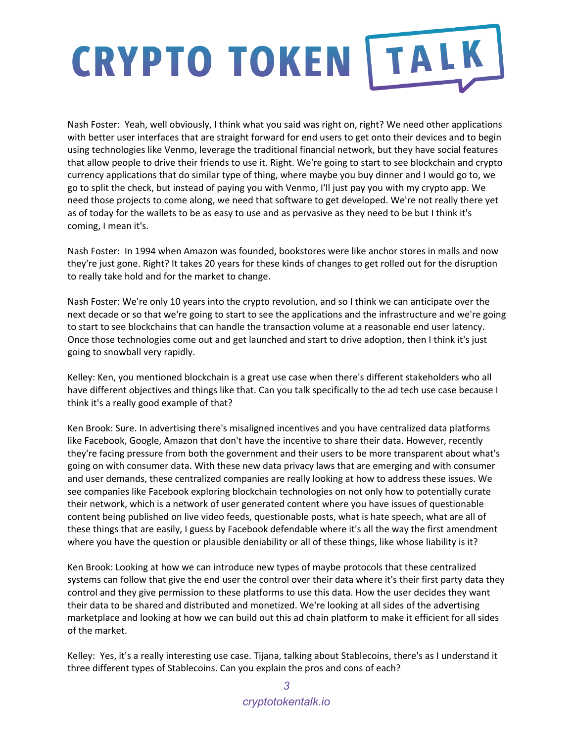Nash Foster: Yeah, well obviously, I think what you said was right on, right? We need other applications with better user interfaces that are straight forward for end users to get onto their devices and to begin using technologies like Venmo, leverage the traditional financial network, but they have social features that allow people to drive their friends to use it. Right. We're going to start to see blockchain and crypto currency applications that do similar type of thing, where maybe you buy dinner and I would go to, we go to split the check, but instead of paying you with Venmo, I'll just pay you with my crypto app. We need those projects to come along, we need that software to get developed. We're not really there yet as of today for the wallets to be as easy to use and as pervasive as they need to be but I think it's coming, I mean it's.

Nash Foster: In 1994 when Amazon was founded, bookstores were like anchor stores in malls and now they're just gone. Right? It takes 20 years for these kinds of changes to get rolled out for the disruption to really take hold and for the market to change.

Nash Foster: We're only 10 years into the crypto revolution, and so I think we can anticipate over the next decade or so that we're going to start to see the applications and the infrastructure and we're going to start to see blockchains that can handle the transaction volume at a reasonable end user latency. Once those technologies come out and get launched and start to drive adoption, then I think it's just going to snowball very rapidly.

Kelley: Ken, you mentioned blockchain is a great use case when there's different stakeholders who all have different objectives and things like that. Can you talk specifically to the ad tech use case because I think it's a really good example of that?

Ken Brook: Sure. In advertising there's misaligned incentives and you have centralized data platforms like Facebook, Google, Amazon that don't have the incentive to share their data. However, recently they're facing pressure from both the government and their users to be more transparent about what's going on with consumer data. With these new data privacy laws that are emerging and with consumer and user demands, these centralized companies are really looking at how to address these issues. We see companies like Facebook exploring blockchain technologies on not only how to potentially curate their network, which is a network of user generated content where you have issues of questionable content being published on live video feeds, questionable posts, what is hate speech, what are all of these things that are easily, I guess by Facebook defendable where it's all the way the first amendment where you have the question or plausible deniability or all of these things, like whose liability is it?

Ken Brook: Looking at how we can introduce new types of maybe protocols that these centralized systems can follow that give the end user the control over their data where it's their first party data they control and they give permission to these platforms to use this data. How the user decides they want their data to be shared and distributed and monetized. We're looking at all sides of the advertising marketplace and looking at how we can build out this ad chain platform to make it efficient for all sides of the market.

Kelley: Yes, it's a really interesting use case. Tijana, talking about Stablecoins, there's as I understand it three different types of Stablecoins. Can you explain the pros and cons of each?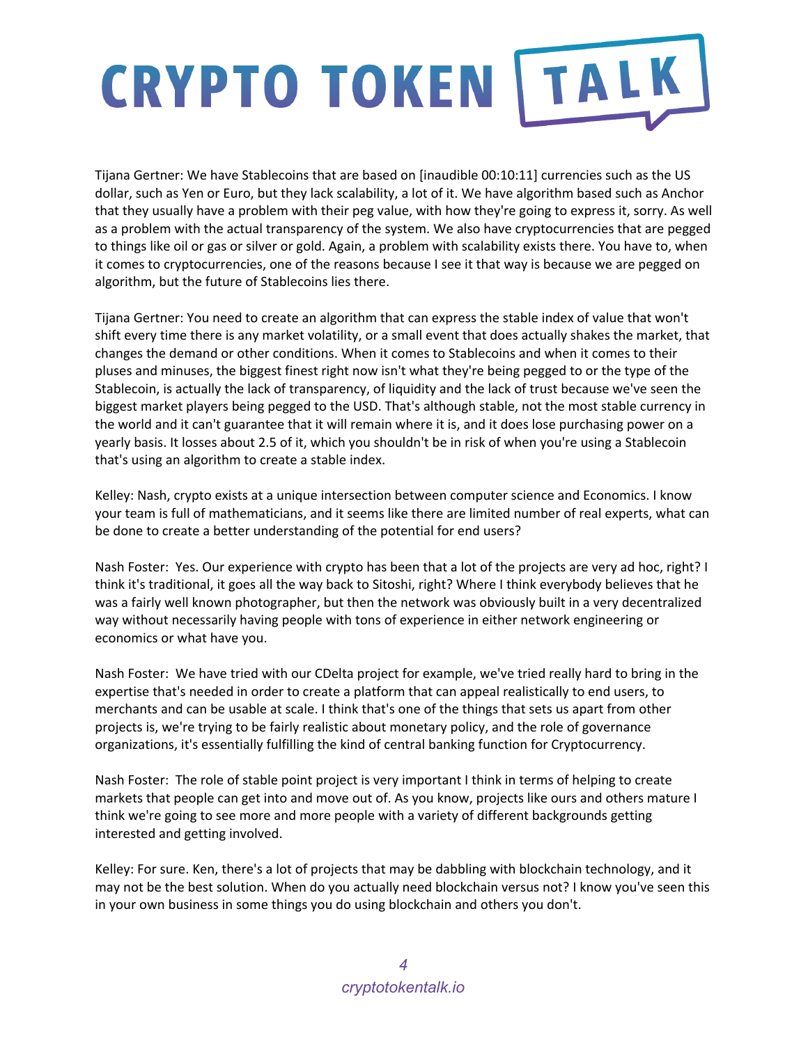Tijana Gertner: We have Stablecoins that are based on [inaudible 00:10:11] currencies such as the US dollar, such as Yen or Euro, but they lack scalability, a lot of it. We have algorithm based such as Anchor that they usually have a problem with their peg value, with how they're going to express it, sorry. As well as a problem with the actual transparency of the system. We also have cryptocurrencies that are pegged to things like oil or gas or silver or gold. Again, a problem with scalability exists there. You have to, when it comes to cryptocurrencies, one of the reasons because I see it that way is because we are pegged on algorithm, but the future of Stablecoins lies there.

Tijana Gertner: You need to create an algorithm that can express the stable index of value that won't shift every time there is any market volatility, or a small event that does actually shakes the market, that changes the demand or other conditions. When it comes to Stablecoins and when it comes to their pluses and minuses, the biggest finest right now isn't what they're being pegged to or the type of the Stablecoin, is actually the lack of transparency, of liquidity and the lack of trust because we've seen the biggest market players being pegged to the USD. That's although stable, not the most stable currency in the world and it can't guarantee that it will remain where it is, and it does lose purchasing power on a yearly basis. It losses about 2.5 of it, which you shouldn't be in risk of when you're using a Stablecoin that's using an algorithm to create a stable index.

Kelley: Nash, crypto exists at a unique intersection between computer science and Economics. I know your team is full of mathematicians, and it seems like there are limited number of real experts, what can be done to create a better understanding of the potential for end users?

Nash Foster: Yes. Our experience with crypto has been that a lot of the projects are very ad hoc, right? I think it's traditional, it goes all the way back to Sitoshi, right? Where I think everybody believes that he was a fairly well known photographer, but then the network was obviously built in a very decentralized way without necessarily having people with tons of experience in either network engineering or economics or what have you.

Nash Foster: We have tried with our CDelta project for example, we've tried really hard to bring in the expertise that's needed in order to create a platform that can appeal realistically to end users, to merchants and can be usable at scale. I think that's one of the things that sets us apart from other projects is, we're trying to be fairly realistic about monetary policy, and the role of governance organizations, it's essentially fulfilling the kind of central banking function for Cryptocurrency.

Nash Foster: The role of stable point project is very important I think in terms of helping to create markets that people can get into and move out of. As you know, projects like ours and others mature I think we're going to see more and more people with a variety of different backgrounds getting interested and getting involved.

Kelley: For sure. Ken, there's a lot of projects that may be dabbling with blockchain technology, and it may not be the best solution. When do you actually need blockchain versus not? I know you've seen this in your own business in some things you do using blockchain and others you don't.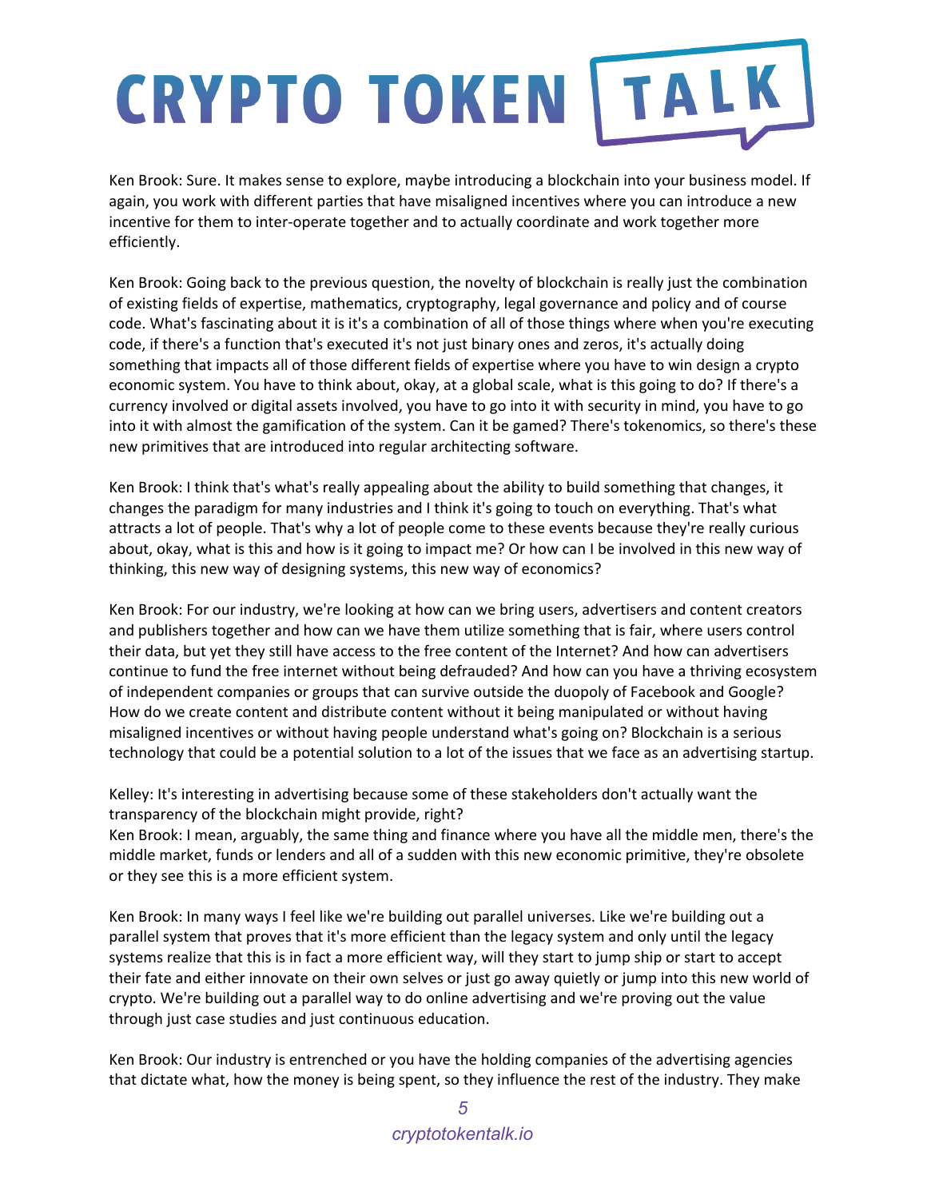Ken Brook: Sure. It makes sense to explore, maybe introducing a blockchain into your business model. If again, you work with different parties that have misaligned incentives where you can introduce a new incentive for them to inter-operate together and to actually coordinate and work together more efficiently.

Ken Brook: Going back to the previous question, the novelty of blockchain is really just the combination of existing fields of expertise, mathematics, cryptography, legal governance and policy and of course code. What's fascinating about it is it's a combination of all of those things where when you're executing code, if there's a function that's executed it's not just binary ones and zeros, it's actually doing something that impacts all of those different fields of expertise where you have to win design a crypto economic system. You have to think about, okay, at a global scale, what is this going to do? If there's a currency involved or digital assets involved, you have to go into it with security in mind, you have to go into it with almost the gamification of the system. Can it be gamed? There's tokenomics, so there's these new primitives that are introduced into regular architecting software.

Ken Brook: I think that's what's really appealing about the ability to build something that changes, it changes the paradigm for many industries and I think it's going to touch on everything. That's what attracts a lot of people. That's why a lot of people come to these events because they're really curious about, okay, what is this and how is it going to impact me? Or how can I be involved in this new way of thinking, this new way of designing systems, this new way of economics?

Ken Brook: For our industry, we're looking at how can we bring users, advertisers and content creators and publishers together and how can we have them utilize something that is fair, where users control their data, but yet they still have access to the free content of the Internet? And how can advertisers continue to fund the free internet without being defrauded? And how can you have a thriving ecosystem of independent companies or groups that can survive outside the duopoly of Facebook and Google? How do we create content and distribute content without it being manipulated or without having misaligned incentives or without having people understand what's going on? Blockchain is a serious technology that could be a potential solution to a lot of the issues that we face as an advertising startup.

Kelley: It's interesting in advertising because some of these stakeholders don't actually want the transparency of the blockchain might provide, right?

Ken Brook: I mean, arguably, the same thing and finance where you have all the middle men, there's the middle market, funds or lenders and all of a sudden with this new economic primitive, they're obsolete or they see this is a more efficient system.

Ken Brook: In many ways I feel like we're building out parallel universes. Like we're building out a parallel system that proves that it's more efficient than the legacy system and only until the legacy systems realize that this is in fact a more efficient way, will they start to jump ship or start to accept their fate and either innovate on their own selves or just go away quietly or jump into this new world of crypto. We're building out a parallel way to do online advertising and we're proving out the value through just case studies and just continuous education.

Ken Brook: Our industry is entrenched or you have the holding companies of the advertising agencies that dictate what, how the money is being spent, so they influence the rest of the industry. They make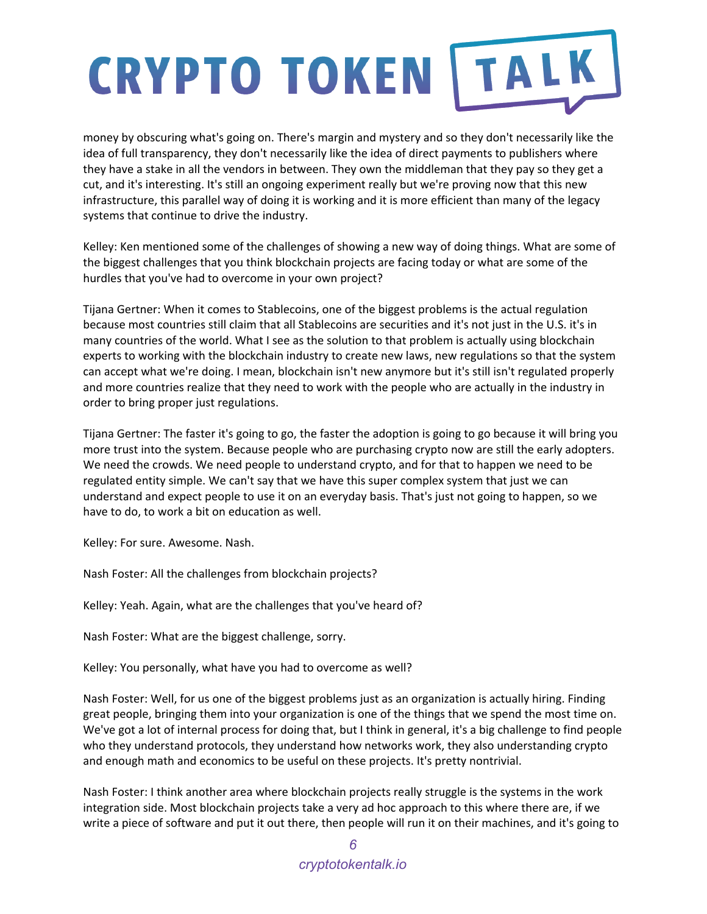money by obscuring what's going on. There's margin and mystery and so they don't necessarily like the idea of full transparency, they don't necessarily like the idea of direct payments to publishers where they have a stake in all the vendors in between. They own the middleman that they pay so they get a cut, and it's interesting. It's still an ongoing experiment really but we're proving now that this new infrastructure, this parallel way of doing it is working and it is more efficient than many of the legacy systems that continue to drive the industry.

Kelley: Ken mentioned some of the challenges of showing a new way of doing things. What are some of the biggest challenges that you think blockchain projects are facing today or what are some of the hurdles that you've had to overcome in your own project?

Tijana Gertner: When it comes to Stablecoins, one of the biggest problems is the actual regulation because most countries still claim that all Stablecoins are securities and it's not just in the U.S. it's in many countries of the world. What I see as the solution to that problem is actually using blockchain experts to working with the blockchain industry to create new laws, new regulations so that the system can accept what we're doing. I mean, blockchain isn't new anymore but it's still isn't regulated properly and more countries realize that they need to work with the people who are actually in the industry in order to bring proper just regulations.

Tijana Gertner: The faster it's going to go, the faster the adoption is going to go because it will bring you more trust into the system. Because people who are purchasing crypto now are still the early adopters. We need the crowds. We need people to understand crypto, and for that to happen we need to be regulated entity simple. We can't say that we have this super complex system that just we can understand and expect people to use it on an everyday basis. That's just not going to happen, so we have to do, to work a bit on education as well.

Kelley: For sure. Awesome. Nash.

Nash Foster: All the challenges from blockchain projects?

Kelley: Yeah. Again, what are the challenges that you've heard of?

Nash Foster: What are the biggest challenge, sorry.

Kelley: You personally, what have you had to overcome as well?

Nash Foster: Well, for us one of the biggest problems just as an organization is actually hiring. Finding great people, bringing them into your organization is one of the things that we spend the most time on. We've got a lot of internal process for doing that, but I think in general, it's a big challenge to find people who they understand protocols, they understand how networks work, they also understanding crypto and enough math and economics to be useful on these projects. It's pretty nontrivial.

Nash Foster: I think another area where blockchain projects really struggle is the systems in the work integration side. Most blockchain projects take a very ad hoc approach to this where there are, if we write a piece of software and put it out there, then people will run it on their machines, and it's going to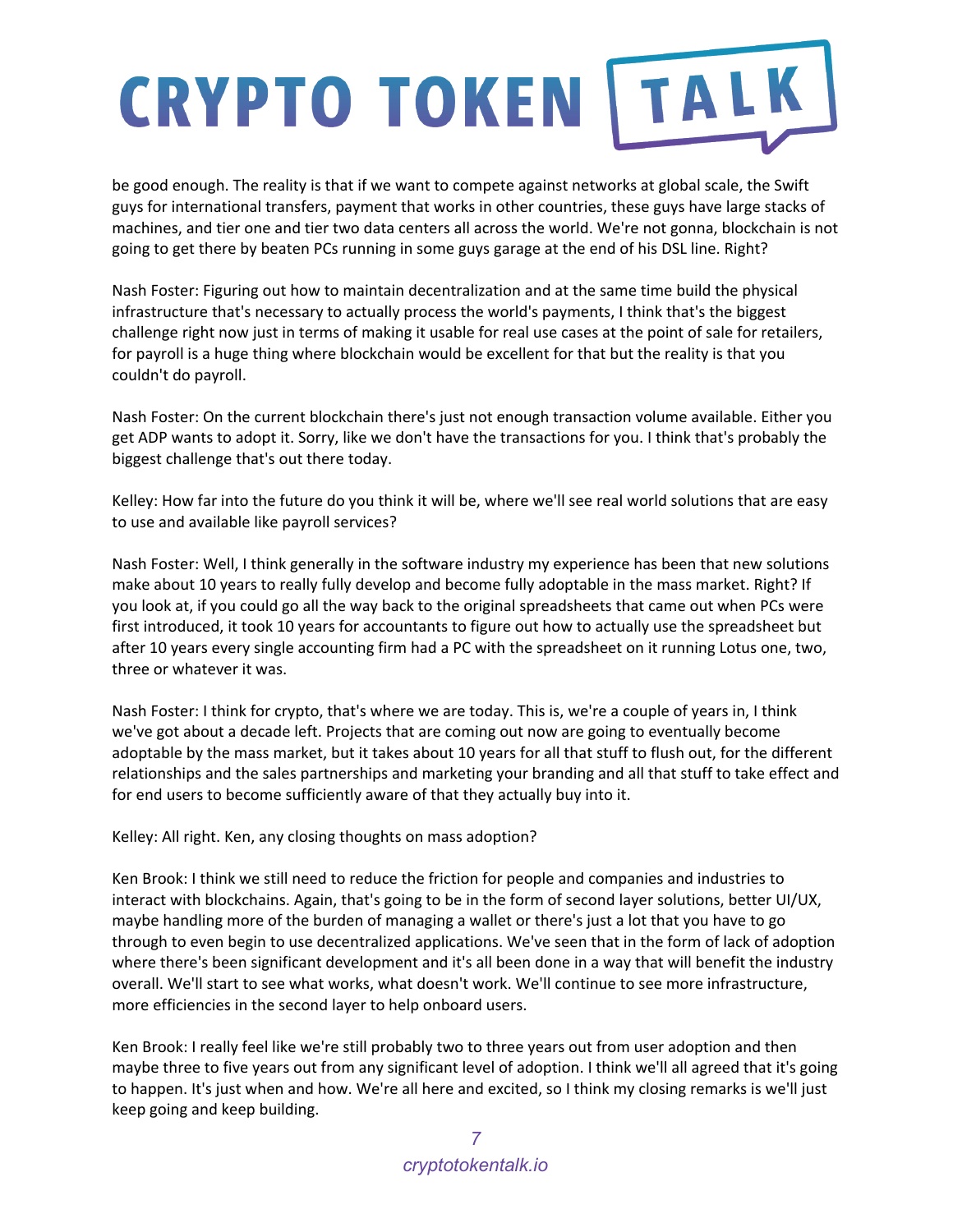be good enough. The reality is that if we want to compete against networks at global scale, the Swift guys for international transfers, payment that works in other countries, these guys have large stacks of machines, and tier one and tier two data centers all across the world. We're not gonna, blockchain is not going to get there by beaten PCs running in some guys garage at the end of his DSL line. Right?

Nash Foster: Figuring out how to maintain decentralization and at the same time build the physical infrastructure that's necessary to actually process the world's payments, I think that's the biggest challenge right now just in terms of making it usable for real use cases at the point of sale for retailers, for payroll is a huge thing where blockchain would be excellent for that but the reality is that you couldn't do payroll.

Nash Foster: On the current blockchain there's just not enough transaction volume available. Either you get ADP wants to adopt it. Sorry, like we don't have the transactions for you. I think that's probably the biggest challenge that's out there today.

Kelley: How far into the future do you think it will be, where we'll see real world solutions that are easy to use and available like payroll services?

Nash Foster: Well, I think generally in the software industry my experience has been that new solutions make about 10 years to really fully develop and become fully adoptable in the mass market. Right? If you look at, if you could go all the way back to the original spreadsheets that came out when PCs were first introduced, it took 10 years for accountants to figure out how to actually use the spreadsheet but after 10 years every single accounting firm had a PC with the spreadsheet on it running Lotus one, two, three or whatever it was.

Nash Foster: I think for crypto, that's where we are today. This is, we're a couple of years in, I think we've got about a decade left. Projects that are coming out now are going to eventually become adoptable by the mass market, but it takes about 10 years for all that stuff to flush out, for the different relationships and the sales partnerships and marketing your branding and all that stuff to take effect and for end users to become sufficiently aware of that they actually buy into it.

Kelley: All right. Ken, any closing thoughts on mass adoption?

Ken Brook: I think we still need to reduce the friction for people and companies and industries to interact with blockchains. Again, that's going to be in the form of second layer solutions, better UI/UX, maybe handling more of the burden of managing a wallet or there's just a lot that you have to go through to even begin to use decentralized applications. We've seen that in the form of lack of adoption where there's been significant development and it's all been done in a way that will benefit the industry overall. We'll start to see what works, what doesn't work. We'll continue to see more infrastructure, more efficiencies in the second layer to help onboard users.

Ken Brook: I really feel like we're still probably two to three years out from user adoption and then maybe three to five years out from any significant level of adoption. I think we'll all agreed that it's going to happen. It's just when and how. We're all here and excited, so I think my closing remarks is we'll just keep going and keep building.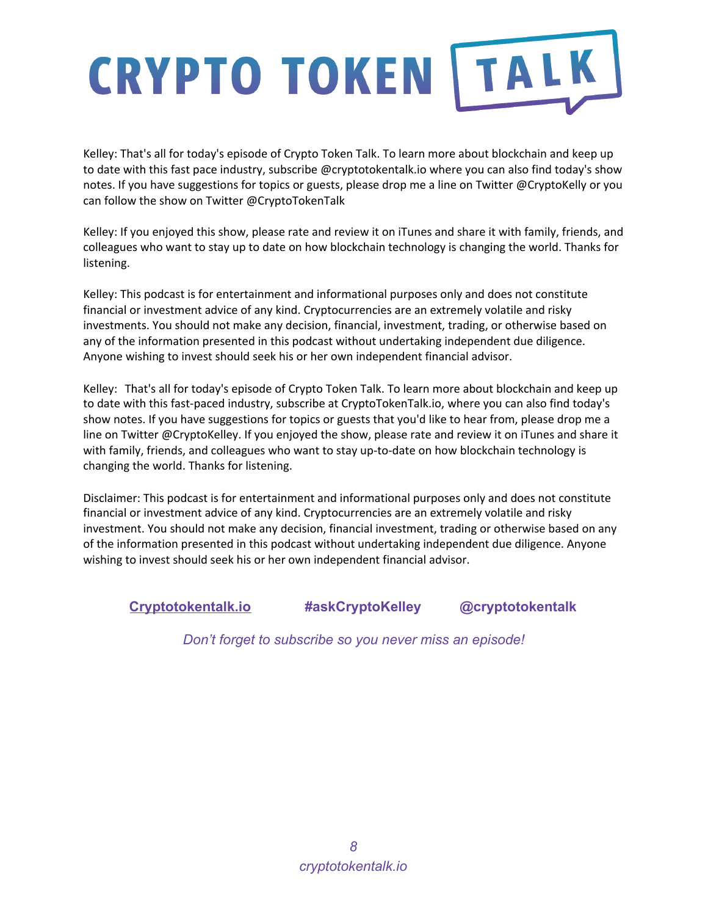# CRYPTO TOKEN TALK

Kelley: That's all for today's episode of Crypto Token Talk. To learn more about blockchain and keep up to date with this fast pace industry, subscribe @cryptotokentalk.io where you can also find today's show notes. If you have suggestions for topics or guests, please drop me a line on Twitter @CryptoKelly or you can follow the show on Twitter @CryptoTokenTalk

Kelley: If you enjoyed this show, please rate and review it on iTunes and share it with family, friends, and colleagues who want to stay up to date on how blockchain technology is changing the world. Thanks for listening.

Kelley: This podcast is for entertainment and informational purposes only and does not constitute financial or investment advice of any kind. Cryptocurrencies are an extremely volatile and risky investments. You should not make any decision, financial, investment, trading, or otherwise based on any of the information presented in this podcast without undertaking independent due diligence. Anyone wishing to invest should seek his or her own independent financial advisor.

Kelley: That's all for today's episode of Crypto Token Talk. To learn more about blockchain and keep up to date with this fast-paced industry, subscribe at CryptoTokenTalk.io, where you can also find today's show notes. If you have suggestions for topics or guests that you'd like to hear from, please drop me a line on Twitter @CryptoKelley. If you enjoyed the show, please rate and review it on iTunes and share it with family, friends, and colleagues who want to stay up-to-date on how blockchain technology is changing the world. Thanks for listening.

Disclaimer: This podcast is for entertainment and informational purposes only and does not constitute financial or investment advice of any kind. Cryptocurrencies are an extremely volatile and risky investment. You should not make any decision, financial investment, trading or otherwise based on any of the information presented in this podcast without undertaking independent due diligence. Anyone wishing to invest should seek his or her own independent financial advisor.

**Cryptotokentalk.io** **#askCryptoKelley** **@cryptotokentalk**

*Don't forget to subscribe so you never miss an episode!*